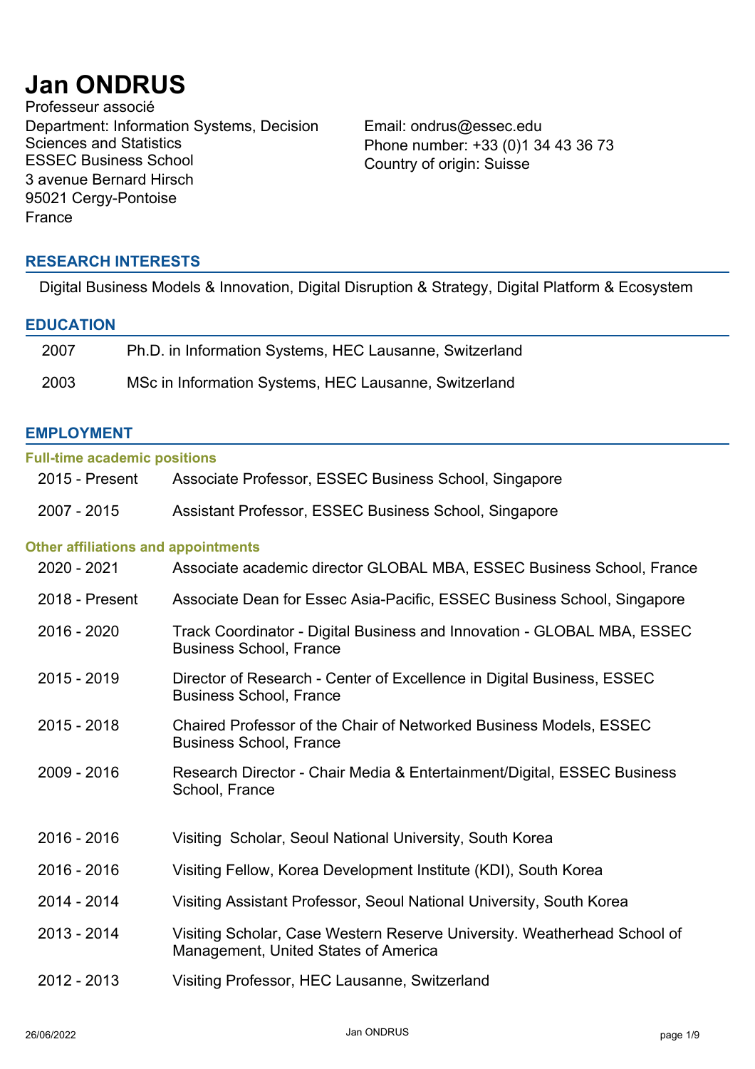# Jan ONDRUS

Professeur associé
Department: Information Systems, Decision Sciences and Statistics
ESSEC Business School
3 avenue Bernard Hirsch
95021 Cergy-Pontoise
France

Email: ondrus@essec.edu
Phone number: +33 (0)1 34 43 36 73
Country of origin: Suisse

## RESEARCH INTERESTS

Digital Business Models & Innovation, Digital Disruption & Strategy, Digital Platform & Ecosystem

## EDUCATION

| | |
|---|---|
| 2007 | Ph.D. in Information Systems, HEC Lausanne, Switzerland |
| 2003 | MSc in Information Systems, HEC Lausanne, Switzerland |

## EMPLOYMENT

### Full-time academic positions

| | |
|---|---|
| 2015 - Present | Associate Professor, ESSEC Business School, Singapore |
| 2007 - 2015 | Assistant Professor, ESSEC Business School, Singapore |

### Other affiliations and appointments

| | |
|---|---|
| 2020 - 2021 | Associate academic director GLOBAL MBA, ESSEC Business School, France |
| 2018 - Present | Associate Dean for Essec Asia-Pacific, ESSEC Business School, Singapore |
| 2016 - 2020 | Track Coordinator - Digital Business and Innovation - GLOBAL MBA, ESSEC Business School, France |
| 2015 - 2019 | Director of Research - Center of Excellence in Digital Business, ESSEC Business School, France |
| 2015 - 2018 | Chaired Professor of the Chair of Networked Business Models, ESSEC Business School, France |
| 2009 - 2016 | Research Director - Chair Media & Entertainment/Digital, ESSEC Business School, France |
| 2016 - 2016 | Visiting Scholar, Seoul National University, South Korea |
| 2016 - 2016 | Visiting Fellow, Korea Development Institute (KDI), South Korea |
| 2014 - 2014 | Visiting Assistant Professor, Seoul National University, South Korea |
| 2013 - 2014 | Visiting Scholar, Case Western Reserve University. Weatherhead School of Management, United States of America |
| 2012 - 2013 | Visiting Professor, HEC Lausanne, Switzerland |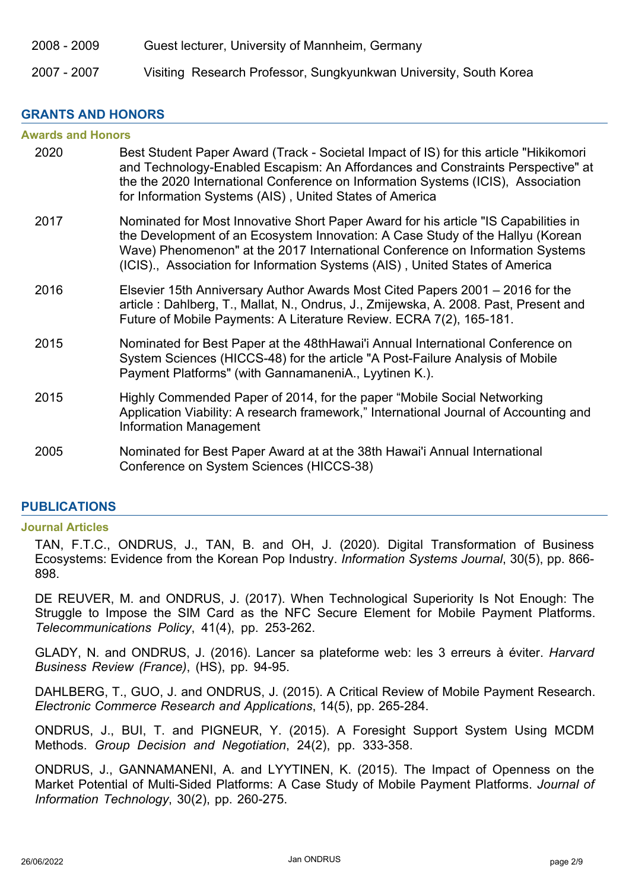| | |
|---|---|
| 2008 - 2009 | Guest lecturer, University of Mannheim, Germany |
| 2007 - 2007 | Visiting  Research Professor, Sungkyunkwan University, South Korea |

## GRANTS AND HONORS

### Awards and Honors

| | |
|---|---|
| 2020 | Best Student Paper Award (Track - Societal Impact of IS) for this article "Hikikomori and Technology-Enabled Escapism: An Affordances and Constraints Perspective" at the the 2020 International Conference on Information Systems (ICIS),  Association for Information Systems (AIS) , United States of America |
| 2017 | Nominated for Most Innovative Short Paper Award for his article "IS Capabilities in the Development of an Ecosystem Innovation: A Case Study of the Hallyu (Korean Wave) Phenomenon" at the 2017 International Conference on Information Systems (ICIS).,  Association for Information Systems (AIS) , United States of America |
| 2016 | Elsevier 15th Anniversary Author Awards Most Cited Papers 2001 – 2016 for the article : Dahlberg, T., Mallat, N., Ondrus, J., Zmijewska, A. 2008. Past, Present and Future of Mobile Payments: A Literature Review. ECRA 7(2), 165-181. |
| 2015 | Nominated for Best Paper at the 48thHawai'i Annual International Conference on System Sciences (HICCS-48) for the article "A Post-Failure Analysis of Mobile Payment Platforms" (with GannamaneniA., Lyytinen K.). |
| 2015 | Highly Commended Paper of 2014, for the paper “Mobile Social Networking Application Viability: A research framework,” International Journal of Accounting and Information Management |
| 2005 | Nominated for Best Paper Award at at the 38th Hawai'i Annual International Conference on System Sciences (HICCS-38) |

## PUBLICATIONS

### Journal Articles

TAN, F.T.C., ONDRUS, J., TAN, B. and OH, J. (2020). Digital Transformation of Business Ecosystems: Evidence from the Korean Pop Industry. *Information Systems Journal*, 30(5), pp. 866-898.

DE REUVER, M. and ONDRUS, J. (2017). When Technological Superiority Is Not Enough: The Struggle to Impose the SIM Card as the NFC Secure Element for Mobile Payment Platforms. *Telecommunications Policy*, 41(4), pp. 253-262.

GLADY, N. and ONDRUS, J. (2016). Lancer sa plateforme web: les 3 erreurs à éviter. *Harvard Business Review (France)*, (HS), pp. 94-95.

DAHLBERG, T., GUO, J. and ONDRUS, J. (2015). A Critical Review of Mobile Payment Research. *Electronic Commerce Research and Applications*, 14(5), pp. 265-284.

ONDRUS, J., BUI, T. and PIGNEUR, Y. (2015). A Foresight Support System Using MCDM Methods. *Group Decision and Negotiation*, 24(2), pp. 333-358.

ONDRUS, J., GANNAMANENI, A. and LYYTINEN, K. (2015). The Impact of Openness on the Market Potential of Multi-Sided Platforms: A Case Study of Mobile Payment Platforms. *Journal of Information Technology*, 30(2), pp. 260-275.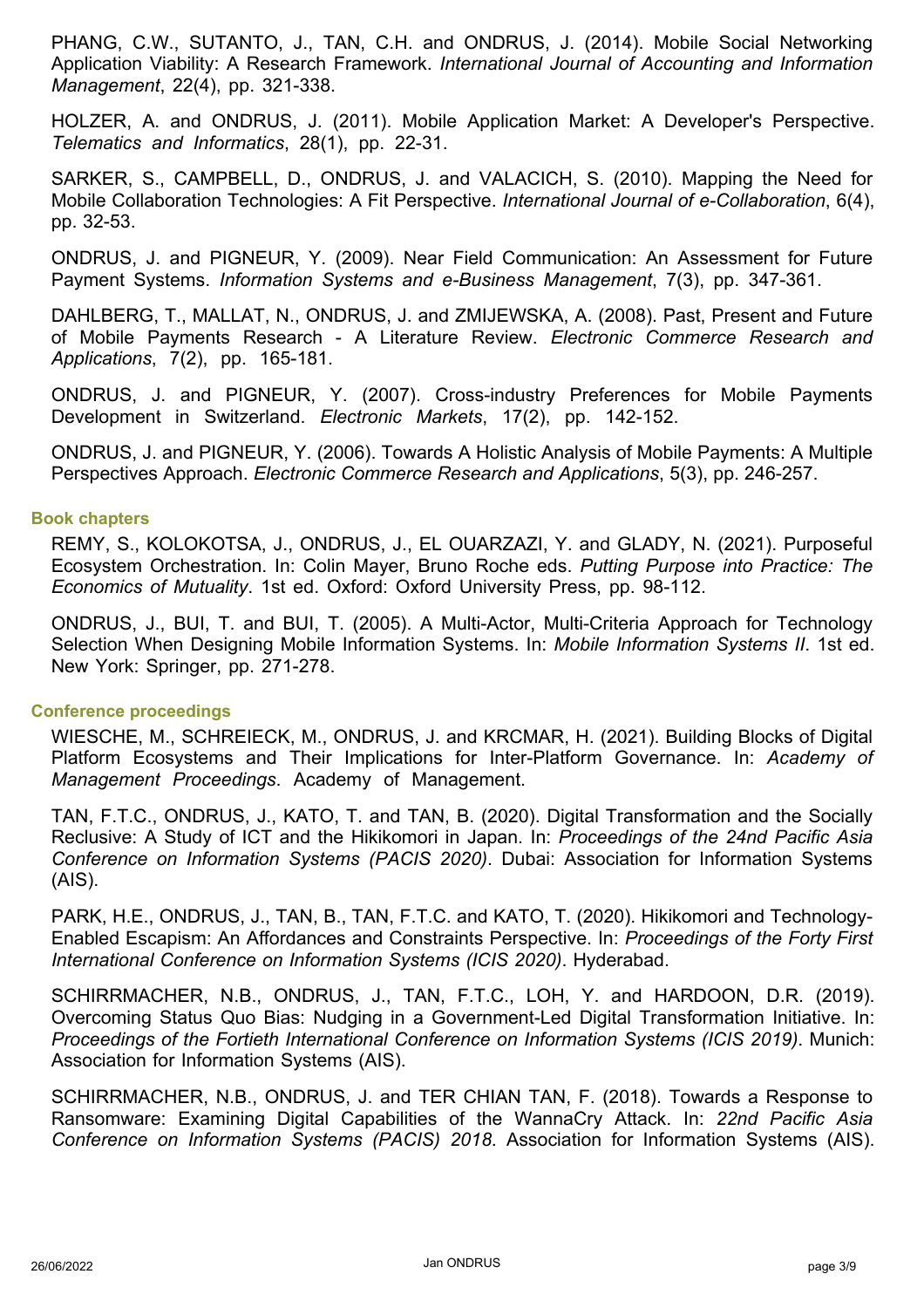PHANG, C.W., SUTANTO, J., TAN, C.H. and ONDRUS, J. (2014). Mobile Social Networking Application Viability: A Research Framework. *International Journal of Accounting and Information Management*, 22(4), pp. 321-338.

HOLZER, A. and ONDRUS, J. (2011). Mobile Application Market: A Developer's Perspective. *Telematics and Informatics*, 28(1), pp. 22-31.

SARKER, S., CAMPBELL, D., ONDRUS, J. and VALACICH, S. (2010). Mapping the Need for Mobile Collaboration Technologies: A Fit Perspective. *International Journal of e-Collaboration*, 6(4), pp. 32-53.

ONDRUS, J. and PIGNEUR, Y. (2009). Near Field Communication: An Assessment for Future Payment Systems. *Information Systems and e-Business Management*, 7(3), pp. 347-361.

DAHLBERG, T., MALLAT, N., ONDRUS, J. and ZMIJEWSKA, A. (2008). Past, Present and Future of Mobile Payments Research - A Literature Review. *Electronic Commerce Research and Applications*, 7(2), pp. 165-181.

ONDRUS, J. and PIGNEUR, Y. (2007). Cross-industry Preferences for Mobile Payments Development in Switzerland. *Electronic Markets*, 17(2), pp. 142-152.

ONDRUS, J. and PIGNEUR, Y. (2006). Towards A Holistic Analysis of Mobile Payments: A Multiple Perspectives Approach. *Electronic Commerce Research and Applications*, 5(3), pp. 246-257.

### Book chapters

REMY, S., KOLOKOTSA, J., ONDRUS, J., EL OUARZAZI, Y. and GLADY, N. (2021). Purposeful Ecosystem Orchestration. In: Colin Mayer, Bruno Roche eds. *Putting Purpose into Practice: The Economics of Mutuality*. 1st ed. Oxford: Oxford University Press, pp. 98-112.

ONDRUS, J., BUI, T. and BUI, T. (2005). A Multi-Actor, Multi-Criteria Approach for Technology Selection When Designing Mobile Information Systems. In: *Mobile Information Systems II*. 1st ed. New York: Springer, pp. 271-278.

### Conference proceedings

WIESCHE, M., SCHREIECK, M., ONDRUS, J. and KRCMAR, H. (2021). Building Blocks of Digital Platform Ecosystems and Their Implications for Inter-Platform Governance. In: *Academy of Management Proceedings*. Academy of Management.

TAN, F.T.C., ONDRUS, J., KATO, T. and TAN, B. (2020). Digital Transformation and the Socially Reclusive: A Study of ICT and the Hikikomori in Japan. In: *Proceedings of the 24nd Pacific Asia Conference on Information Systems (PACIS 2020)*. Dubai: Association for Information Systems (AIS).

PARK, H.E., ONDRUS, J., TAN, B., TAN, F.T.C. and KATO, T. (2020). Hikikomori and Technology-Enabled Escapism: An Affordances and Constraints Perspective. In: *Proceedings of the Forty First International Conference on Information Systems (ICIS 2020)*. Hyderabad.

SCHIRRMACHER, N.B., ONDRUS, J., TAN, F.T.C., LOH, Y. and HARDOON, D.R. (2019). Overcoming Status Quo Bias: Nudging in a Government-Led Digital Transformation Initiative. In: *Proceedings of the Fortieth International Conference on Information Systems (ICIS 2019)*. Munich: Association for Information Systems (AIS).

SCHIRRMACHER, N.B., ONDRUS, J. and TER CHIAN TAN, F. (2018). Towards a Response to Ransomware: Examining Digital Capabilities of the WannaCry Attack. In: *22nd Pacific Asia Conference on Information Systems (PACIS) 2018*. Association for Information Systems (AIS).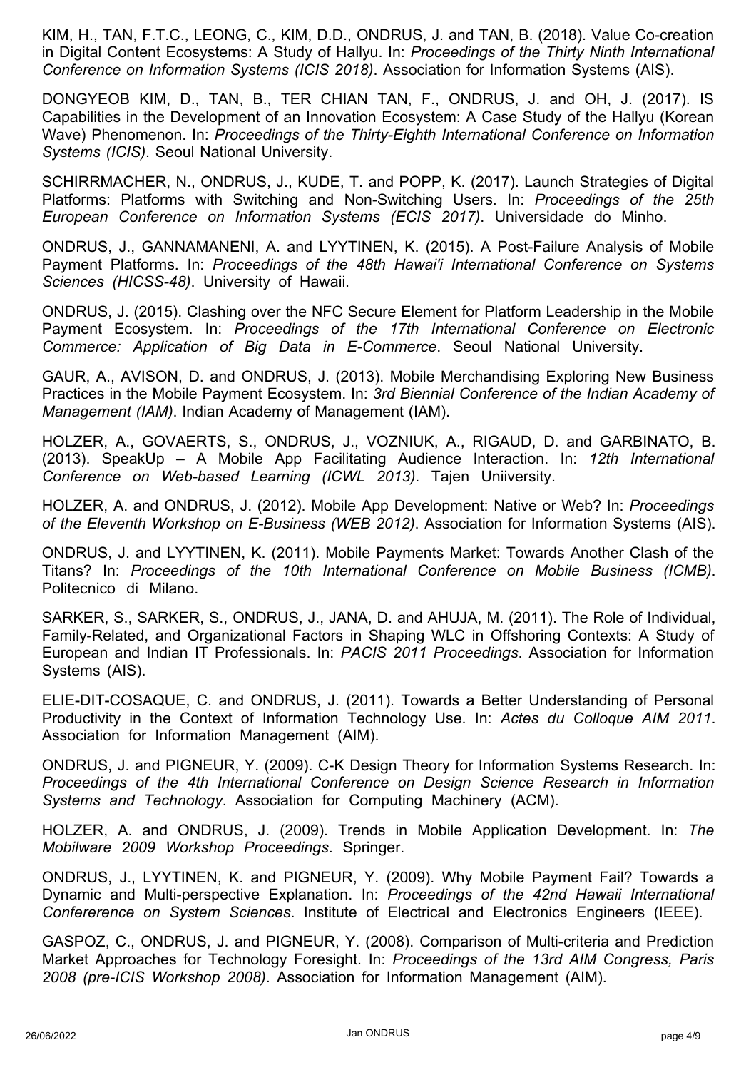KIM, H., TAN, F.T.C., LEONG, C., KIM, D.D., ONDRUS, J. and TAN, B. (2018). Value Co-creation in Digital Content Ecosystems: A Study of Hallyu. In: *Proceedings of the Thirty Ninth International Conference on Information Systems (ICIS 2018)*. Association for Information Systems (AIS).

DONGYEOB KIM, D., TAN, B., TER CHIAN TAN, F., ONDRUS, J. and OH, J. (2017). IS Capabilities in the Development of an Innovation Ecosystem: A Case Study of the Hallyu (Korean Wave) Phenomenon. In: *Proceedings of the Thirty-Eighth International Conference on Information Systems (ICIS)*. Seoul National University.

SCHIRRMACHER, N., ONDRUS, J., KUDE, T. and POPP, K. (2017). Launch Strategies of Digital Platforms: Platforms with Switching and Non-Switching Users. In: *Proceedings of the 25th European Conference on Information Systems (ECIS 2017)*. Universidade do Minho.

ONDRUS, J., GANNAMANENI, A. and LYYTINEN, K. (2015). A Post-Failure Analysis of Mobile Payment Platforms. In: *Proceedings of the 48th Hawai'i International Conference on Systems Sciences (HICSS-48)*. University of Hawaii.

ONDRUS, J. (2015). Clashing over the NFC Secure Element for Platform Leadership in the Mobile Payment Ecosystem. In: *Proceedings of the 17th International Conference on Electronic Commerce: Application of Big Data in E-Commerce*. Seoul National University.

GAUR, A., AVISON, D. and ONDRUS, J. (2013). Mobile Merchandising Exploring New Business Practices in the Mobile Payment Ecosystem. In: *3rd Biennial Conference of the Indian Academy of Management (IAM)*. Indian Academy of Management (IAM).

HOLZER, A., GOVAERTS, S., ONDRUS, J., VOZNIUK, A., RIGAUD, D. and GARBINATO, B. (2013). SpeakUp – A Mobile App Facilitating Audience Interaction. In: *12th International Conference on Web-based Learning (ICWL 2013)*. Tajen Uniiversity.

HOLZER, A. and ONDRUS, J. (2012). Mobile App Development: Native or Web? In: *Proceedings of the Eleventh Workshop on E-Business (WEB 2012)*. Association for Information Systems (AIS).

ONDRUS, J. and LYYTINEN, K. (2011). Mobile Payments Market: Towards Another Clash of the Titans? In: *Proceedings of the 10th International Conference on Mobile Business (ICMB)*. Politecnico di Milano.

SARKER, S., SARKER, S., ONDRUS, J., JANA, D. and AHUJA, M. (2011). The Role of Individual, Family-Related, and Organizational Factors in Shaping WLC in Offshoring Contexts: A Study of European and Indian IT Professionals. In: *PACIS 2011 Proceedings*. Association for Information Systems (AIS).

ELIE-DIT-COSAQUE, C. and ONDRUS, J. (2011). Towards a Better Understanding of Personal Productivity in the Context of Information Technology Use. In: *Actes du Colloque AIM 2011*. Association for Information Management (AIM).

ONDRUS, J. and PIGNEUR, Y. (2009). C-K Design Theory for Information Systems Research. In: *Proceedings of the 4th International Conference on Design Science Research in Information Systems and Technology*. Association for Computing Machinery (ACM).

HOLZER, A. and ONDRUS, J. (2009). Trends in Mobile Application Development. In: *The Mobilware 2009 Workshop Proceedings*. Springer.

ONDRUS, J., LYYTINEN, K. and PIGNEUR, Y. (2009). Why Mobile Payment Fail? Towards a Dynamic and Multi-perspective Explanation. In: *Proceedings of the 42nd Hawaii International Confererence on System Sciences*. Institute of Electrical and Electronics Engineers (IEEE).

GASPOZ, C., ONDRUS, J. and PIGNEUR, Y. (2008). Comparison of Multi-criteria and Prediction Market Approaches for Technology Foresight. In: *Proceedings of the 13rd AIM Congress, Paris 2008 (pre-ICIS Workshop 2008)*. Association for Information Management (AIM).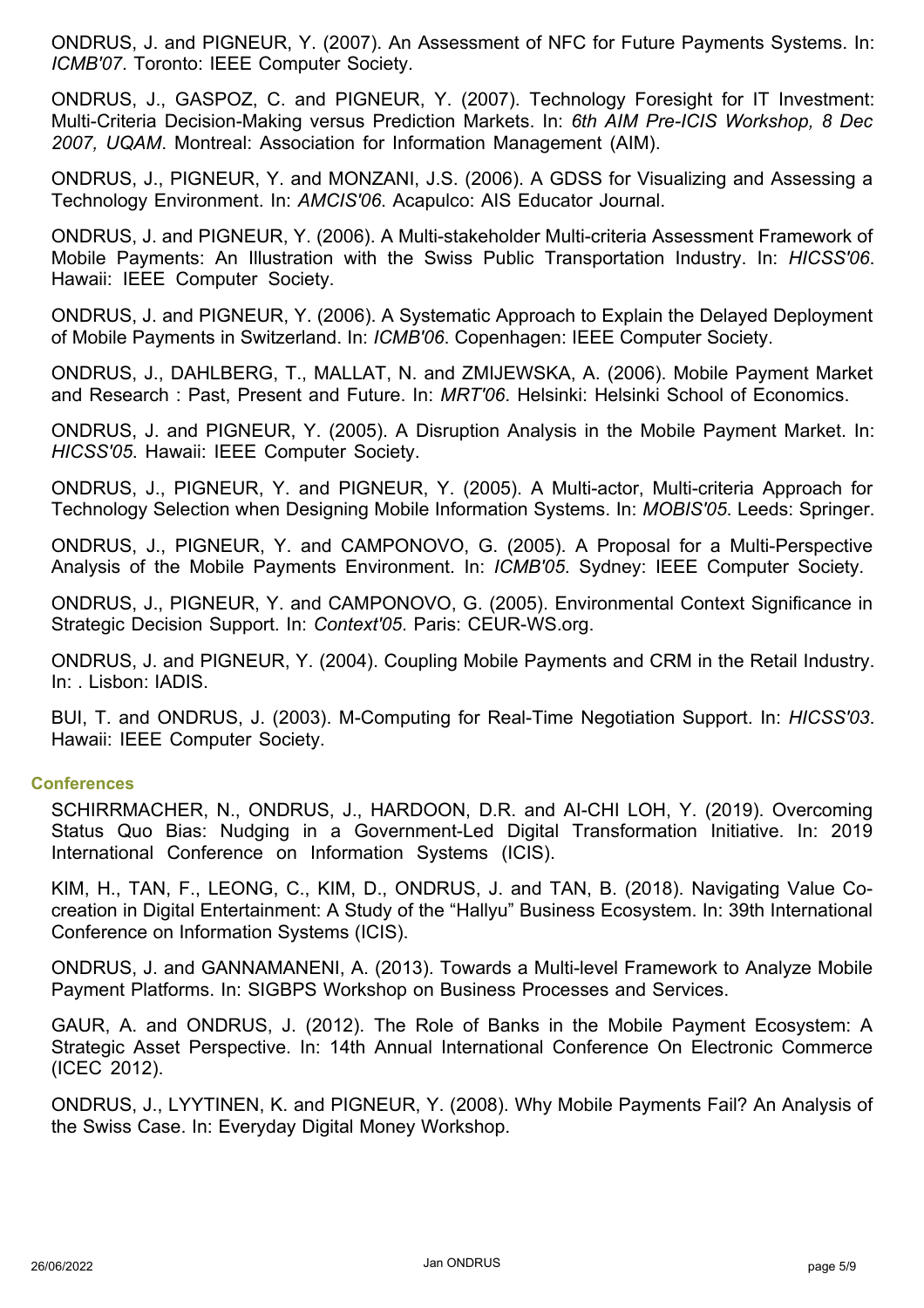ONDRUS, J. and PIGNEUR, Y. (2007). An Assessment of NFC for Future Payments Systems. In: *ICMB'07*. Toronto: IEEE Computer Society.

ONDRUS, J., GASPOZ, C. and PIGNEUR, Y. (2007). Technology Foresight for IT Investment: Multi-Criteria Decision-Making versus Prediction Markets. In: *6th AIM Pre-ICIS Workshop, 8 Dec 2007, UQAM*. Montreal: Association for Information Management (AIM).

ONDRUS, J., PIGNEUR, Y. and MONZANI, J.S. (2006). A GDSS for Visualizing and Assessing a Technology Environment. In: *AMCIS'06*. Acapulco: AIS Educator Journal.

ONDRUS, J. and PIGNEUR, Y. (2006). A Multi-stakeholder Multi-criteria Assessment Framework of Mobile Payments: An Illustration with the Swiss Public Transportation Industry. In: *HICSS'06*. Hawaii: IEEE Computer Society.

ONDRUS, J. and PIGNEUR, Y. (2006). A Systematic Approach to Explain the Delayed Deployment of Mobile Payments in Switzerland. In: *ICMB'06*. Copenhagen: IEEE Computer Society.

ONDRUS, J., DAHLBERG, T., MALLAT, N. and ZMIJEWSKA, A. (2006). Mobile Payment Market and Research : Past, Present and Future. In: *MRT'06*. Helsinki: Helsinki School of Economics.

ONDRUS, J. and PIGNEUR, Y. (2005). A Disruption Analysis in the Mobile Payment Market. In: *HICSS'05*. Hawaii: IEEE Computer Society.

ONDRUS, J., PIGNEUR, Y. and PIGNEUR, Y. (2005). A Multi-actor, Multi-criteria Approach for Technology Selection when Designing Mobile Information Systems. In: *MOBIS'05*. Leeds: Springer.

ONDRUS, J., PIGNEUR, Y. and CAMPONOVO, G. (2005). A Proposal for a Multi-Perspective Analysis of the Mobile Payments Environment. In: *ICMB'05*. Sydney: IEEE Computer Society.

ONDRUS, J., PIGNEUR, Y. and CAMPONOVO, G. (2005). Environmental Context Significance in Strategic Decision Support. In: *Context'05*. Paris: CEUR-WS.org.

ONDRUS, J. and PIGNEUR, Y. (2004). Coupling Mobile Payments and CRM in the Retail Industry. In: . Lisbon: IADIS.

BUI, T. and ONDRUS, J. (2003). M-Computing for Real-Time Negotiation Support. In: *HICSS'03*. Hawaii: IEEE Computer Society.

## Conferences

SCHIRRMACHER, N., ONDRUS, J., HARDOON, D.R. and AI-CHI LOH, Y. (2019). Overcoming Status Quo Bias: Nudging in a Government-Led Digital Transformation Initiative. In: 2019 International Conference on Information Systems (ICIS).

KIM, H., TAN, F., LEONG, C., KIM, D., ONDRUS, J. and TAN, B. (2018). Navigating Value Co-creation in Digital Entertainment: A Study of the “Hallyu” Business Ecosystem. In: 39th International Conference on Information Systems (ICIS).

ONDRUS, J. and GANNAMANENI, A. (2013). Towards a Multi-level Framework to Analyze Mobile Payment Platforms. In: SIGBPS Workshop on Business Processes and Services.

GAUR, A. and ONDRUS, J. (2012). The Role of Banks in the Mobile Payment Ecosystem: A Strategic Asset Perspective. In: 14th Annual International Conference On Electronic Commerce (ICEC 2012).

ONDRUS, J., LYYTINEN, K. and PIGNEUR, Y. (2008). Why Mobile Payments Fail? An Analysis of the Swiss Case. In: Everyday Digital Money Workshop.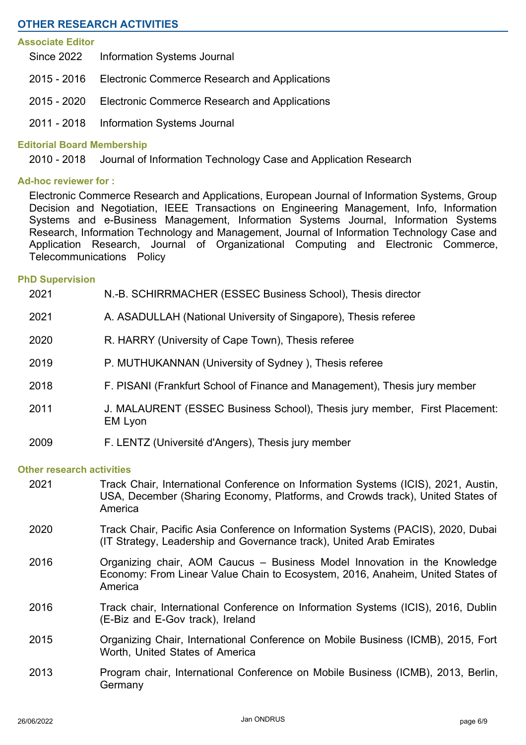## OTHER RESEARCH ACTIVITIES

### Associate Editor

Since 2022 Information Systems Journal

2015 - 2016 Electronic Commerce Research and Applications

2015 - 2020 Electronic Commerce Research and Applications

2011 - 2018 Information Systems Journal

### Editorial Board Membership

2010 - 2018 Journal of Information Technology Case and Application Research

### Ad-hoc reviewer for :

Electronic Commerce Research and Applications, European Journal of Information Systems, Group Decision and Negotiation, IEEE Transactions on Engineering Management, Info, Information Systems and e-Business Management, Information Systems Journal, Information Systems Research, Information Technology and Management, Journal of Information Technology Case and Application Research, Journal of Organizational Computing and Electronic Commerce, Telecommunications Policy

### PhD Supervision

2021 N.-B. SCHIRRMACHER (ESSEC Business School), Thesis director

2021 A. ASADULLAH (National University of Singapore), Thesis referee

2020 R. HARRY (University of Cape Town), Thesis referee

2019 P. MUTHUKANNAN (University of Sydney ), Thesis referee

2018 F. PISANI (Frankfurt School of Finance and Management), Thesis jury member

2011 J. MALAURENT (ESSEC Business School), Thesis jury member, First Placement: EM Lyon

2009 F. LENTZ (Université d'Angers), Thesis jury member

### Other research activities

2021 Track Chair, International Conference on Information Systems (ICIS), 2021, Austin, USA, December (Sharing Economy, Platforms, and Crowds track), United States of America

2020 Track Chair, Pacific Asia Conference on Information Systems (PACIS), 2020, Dubai (IT Strategy, Leadership and Governance track), United Arab Emirates

2016 Organizing chair, AOM Caucus – Business Model Innovation in the Knowledge Economy: From Linear Value Chain to Ecosystem, 2016, Anaheim, United States of America

2016 Track chair, International Conference on Information Systems (ICIS), 2016, Dublin (E-Biz and E-Gov track), Ireland

2015 Organizing Chair, International Conference on Mobile Business (ICMB), 2015, Fort Worth, United States of America

2013 Program chair, International Conference on Mobile Business (ICMB), 2013, Berlin, Germany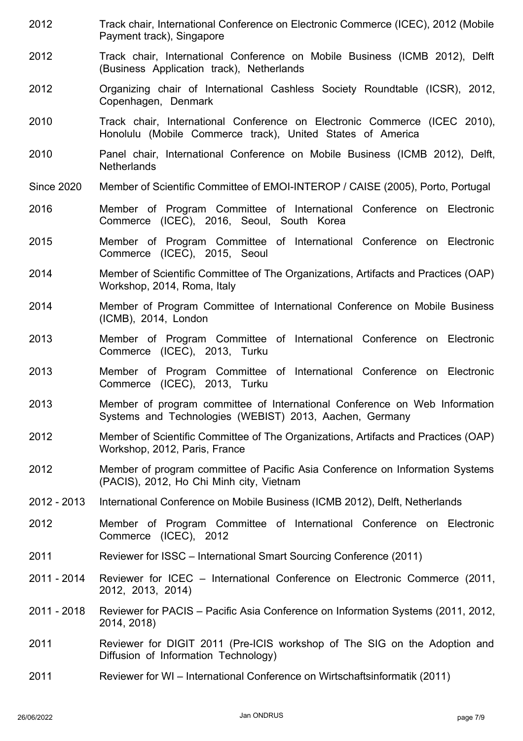| | |
|---|---|
| 2012 | Track chair, International Conference on Electronic Commerce (ICEC), 2012 (Mobile Payment track), Singapore |
| 2012 | Track chair, International Conference on Mobile Business (ICMB 2012), Delft (Business Application track), Netherlands |
| 2012 | Organizing chair of International Cashless Society Roundtable (ICSR), 2012, Copenhagen, Denmark |
| 2010 | Track chair, International Conference on Electronic Commerce (ICEC 2010), Honolulu (Mobile Commerce track), United States of America |
| 2010 | Panel chair, International Conference on Mobile Business (ICMB 2012), Delft, Netherlands |
| Since 2020 | Member of Scientific Committee of EMOI-INTEROP / CAISE (2005), Porto, Portugal |
| 2016 | Member of Program Committee of International Conference on Electronic Commerce (ICEC), 2016, Seoul, South Korea |
| 2015 | Member of Program Committee of International Conference on Electronic Commerce (ICEC), 2015, Seoul |
| 2014 | Member of Scientific Committee of The Organizations, Artifacts and Practices (OAP) Workshop, 2014, Roma, Italy |
| 2014 | Member of Program Committee of International Conference on Mobile Business (ICMB), 2014, London |
| 2013 | Member of Program Committee of International Conference on Electronic Commerce (ICEC), 2013, Turku |
| 2013 | Member of Program Committee of International Conference on Electronic Commerce (ICEC), 2013, Turku |
| 2013 | Member of program committee of International Conference on Web Information Systems and Technologies (WEBIST) 2013, Aachen, Germany |
| 2012 | Member of Scientific Committee of The Organizations, Artifacts and Practices (OAP) Workshop, 2012, Paris, France |
| 2012 | Member of program committee of Pacific Asia Conference on Information Systems (PACIS), 2012, Ho Chi Minh city, Vietnam |
| 2012 - 2013 | International Conference on Mobile Business (ICMB 2012), Delft, Netherlands |
| 2012 | Member of Program Committee of International Conference on Electronic Commerce (ICEC), 2012 |
| 2011 | Reviewer for ISSC – International Smart Sourcing Conference (2011) |
| 2011 - 2014 | Reviewer for ICEC – International Conference on Electronic Commerce (2011, 2012, 2013, 2014) |
| 2011 - 2018 | Reviewer for PACIS – Pacific Asia Conference on Information Systems (2011, 2012, 2014, 2018) |
| 2011 | Reviewer for DIGIT 2011 (Pre-ICIS workshop of The SIG on the Adoption and Diffusion of Information Technology) |
| 2011 | Reviewer for WI – International Conference on Wirtschaftsinformatik (2011) |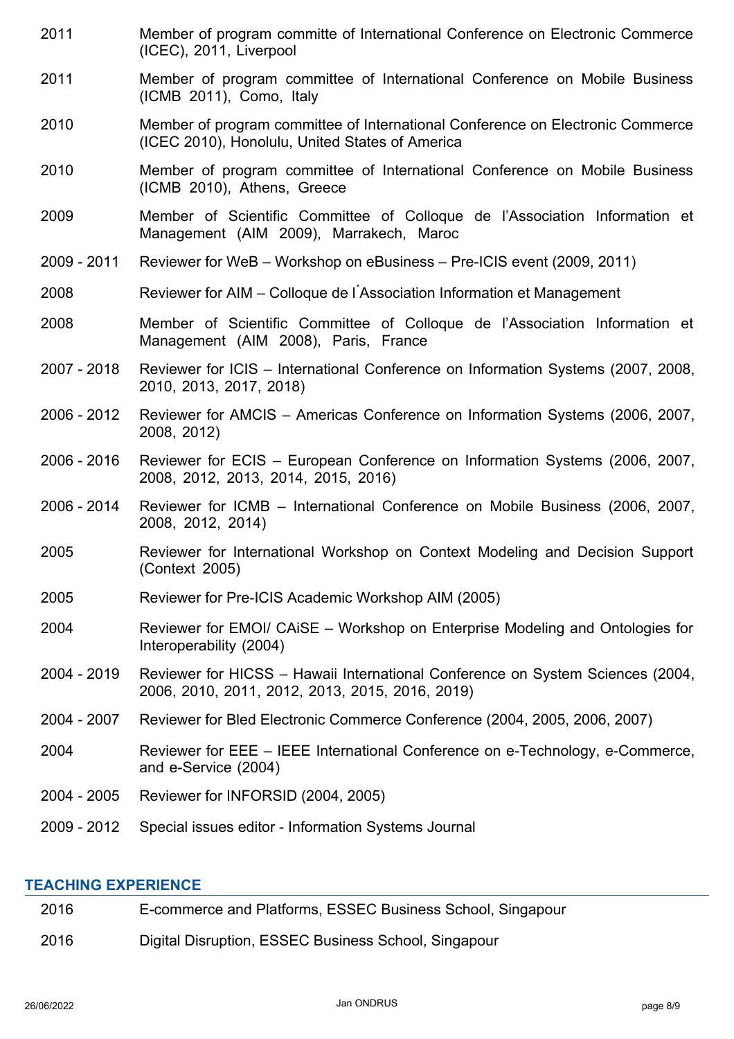| | |
|---|---|
| 2011 | Member of program committe of International Conference on Electronic Commerce (ICEC), 2011, Liverpool |
| 2011 | Member of program committee of International Conference on Mobile Business (ICMB 2011), Como, Italy |
| 2010 | Member of program committee of International Conference on Electronic Commerce (ICEC 2010), Honolulu, United States of America |
| 2010 | Member of program committee of International Conference on Mobile Business (ICMB 2010), Athens, Greece |
| 2009 | Member of Scientific Committee of Colloque de l'Association Information et Management (AIM 2009), Marrakech, Maroc |
| 2009 - 2011 | Reviewer for WeB – Workshop on eBusiness – Pre-ICIS event (2009, 2011) |
| 2008 | Reviewer for AIM – Colloque de l´Association Information et Management |
| 2008 | Member of Scientific Committee of Colloque de l'Association Information et Management (AIM 2008), Paris, France |
| 2007 - 2018 | Reviewer for ICIS – International Conference on Information Systems (2007, 2008, 2010, 2013, 2017, 2018) |
| 2006 - 2012 | Reviewer for AMCIS – Americas Conference on Information Systems (2006, 2007, 2008, 2012) |
| 2006 - 2016 | Reviewer for ECIS – European Conference on Information Systems (2006, 2007, 2008, 2012, 2013, 2014, 2015, 2016) |
| 2006 - 2014 | Reviewer for ICMB – International Conference on Mobile Business (2006, 2007, 2008, 2012, 2014) |
| 2005 | Reviewer for International Workshop on Context Modeling and Decision Support (Context 2005) |
| 2005 | Reviewer for Pre-ICIS Academic Workshop AIM (2005) |
| 2004 | Reviewer for EMOI/ CAiSE – Workshop on Enterprise Modeling and Ontologies for Interoperability (2004) |
| 2004 - 2019 | Reviewer for HICSS – Hawaii International Conference on System Sciences (2004, 2006, 2010, 2011, 2012, 2013, 2015, 2016, 2019) |
| 2004 - 2007 | Reviewer for Bled Electronic Commerce Conference (2004, 2005, 2006, 2007) |
| 2004 | Reviewer for EEE – IEEE International Conference on e-Technology, e-Commerce, and e-Service (2004) |
| 2004 - 2005 | Reviewer for INFORSID (2004, 2005) |
| 2009 - 2012 | Special issues editor - Information Systems Journal |

## TEACHING EXPERIENCE

| | |
|---|---|
| 2016 | E-commerce and Platforms, ESSEC Business School, Singapour |
| 2016 | Digital Disruption, ESSEC Business School, Singapour |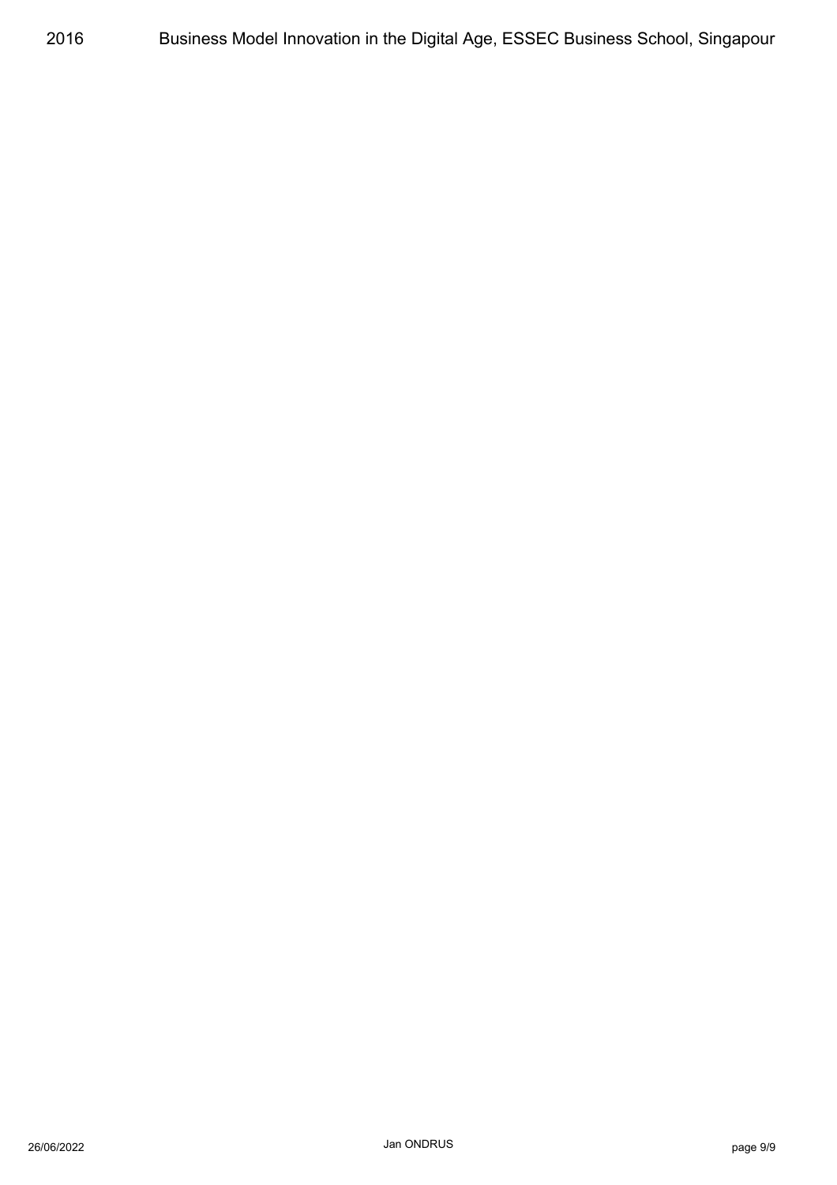2016 Business Model Innovation in the Digital Age, ESSEC Business School, Singapour